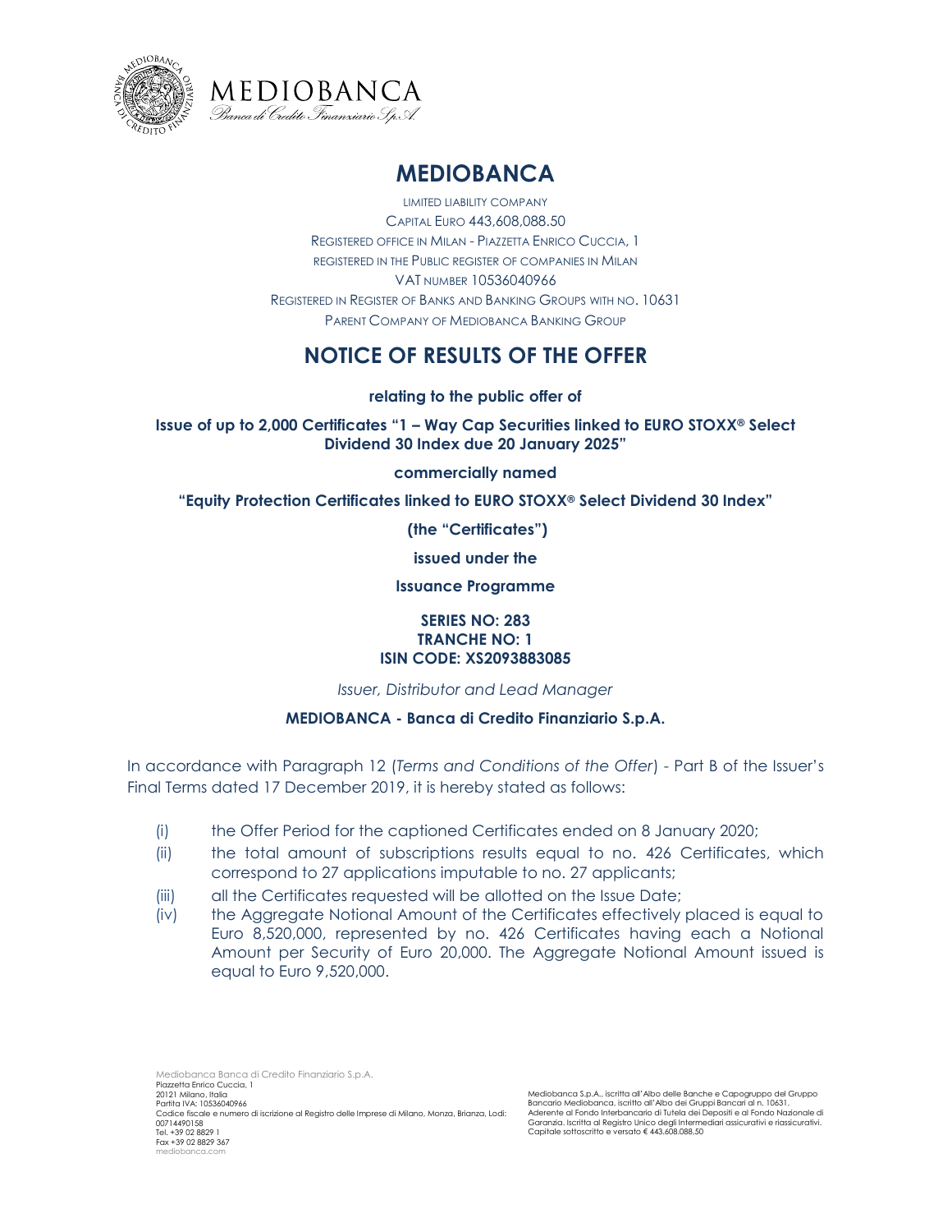# MEDIOBANCA

LIMITED LIABILITY COMPANY

CAPITAL EURO 443,608,088.50

REGISTERED OFFICE IN MILAN - PIAZZETTA ENRICO CUCCIA, 1

REGISTERED IN THE PUBLIC REGISTER OF COMPANIES IN MILAN

VAT NUMBER 10536040966

REGISTERED IN REGISTER OF BANKS AND BANKING GROUPS WITH NO. 10631

PARENT COMPANY OF MEDIOBANCA BANKING GROUP

## NOTICE OF RESULTS OF THE OFFER

**relating to the public offer of**

**Issue of up to 2,000 Certificates "1 – Way Cap Securities linked to EURO STOXX® Select Dividend 30 Index due 20 January 2025"**

**commercially named**

**"Equity Protection Certificates linked to EURO STOXX® Select Dividend 30 Index"**

**(the "Certificates")**

**issued under the**

**Issuance Programme**

**SERIES NO: 283**
**TRANCHE NO: 1**
**ISIN CODE: XS2093883085**

*Issuer, Distributor and Lead Manager*

**MEDIOBANCA - Banca di Credito Finanziario S.p.A.**

In accordance with Paragraph 12 (*Terms and Conditions of the Offer*) - Part B of the Issuer's Final Terms dated 17 December 2019, it is hereby stated as follows:

(i) the Offer Period for the captioned Certificates ended on 8 January 2020;

(ii) the total amount of subscriptions results equal to no. 426 Certificates, which correspond to 27 applications imputable to no. 27 applicants;

(iii) all the Certificates requested will be allotted on the Issue Date;

(iv) the Aggregate Notional Amount of the Certificates effectively placed is equal to Euro 8,520,000, represented by no. 426 Certificates having each a Notional Amount per Security of Euro 20,000. The Aggregate Notional Amount issued is equal to Euro 9,520,000.

Mediobanca Banca di Credito Finanziario S.p.A.
Piazzetta Enrico Cuccia, 1
20121 Milano, Italia
Partita IVA: 10536040966
Codice fiscale e numero di iscrizione al Registro delle Imprese di Milano, Monza, Brianza, Lodi: 00714490158
Tel. +39 02 8829 1
Fax +39 02 8829 367
mediobanca.com

Mediobanca S.p.A., iscritta all'Albo delle Banche e Capogruppo del Gruppo Bancario Mediobanca, iscritto all'Albo dei Gruppi Bancari al n. 10631.
Aderente al Fondo Interbancario di Tutela dei Depositi e al Fondo Nazionale di Garanzia. Iscritta al Registro Unico degli Intermediari assicurativi e riassicurativi.
Capitale sottoscritto e versato € 443.608.088,50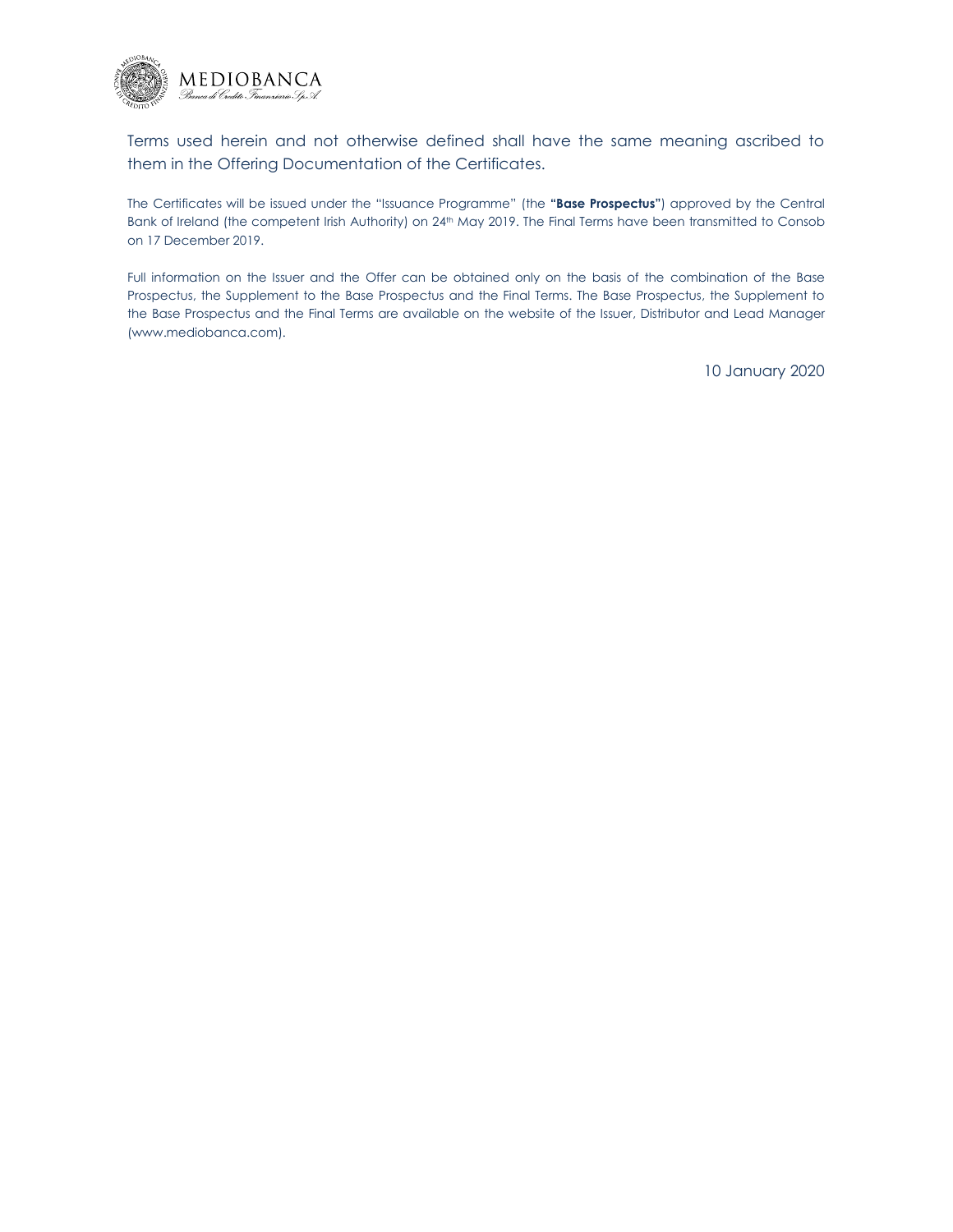Terms used herein and not otherwise defined shall have the same meaning ascribed to them in the Offering Documentation of the Certificates.

The Certificates will be issued under the "Issuance Programme" (the **"Base Prospectus"**) approved by the Central Bank of Ireland (the competent Irish Authority) on 24th May 2019. The Final Terms have been transmitted to Consob on 17 December 2019.

Full information on the Issuer and the Offer can be obtained only on the basis of the combination of the Base Prospectus, the Supplement to the Base Prospectus and the Final Terms. The Base Prospectus, the Supplement to the Base Prospectus and the Final Terms are available on the website of the Issuer, Distributor and Lead Manager (www.mediobanca.com).

10 January 2020